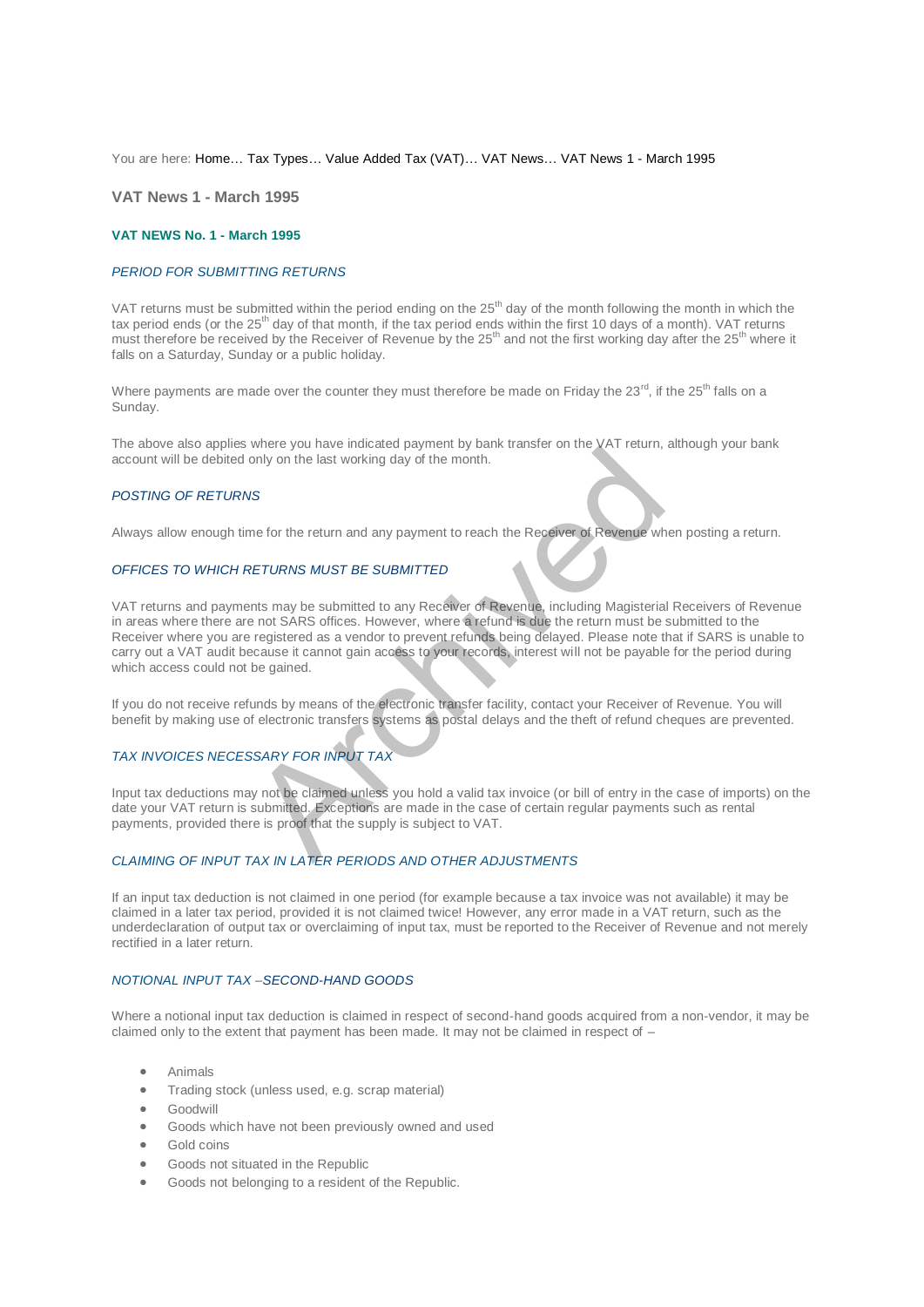You are here: Home… Tax Types… Value Added Tax (VAT)… VAT News… VAT News 1 - March 1995

# VAT News 1 - March 1995

## VAT NEWS No. 1 - March 1995

### *PERIOD FOR SUBMITTING RETURNS*

VAT returns must be submitted within the period ending on the 25th day of the month following the month in which the tax period ends (or the 25th day of that month, if the tax period ends within the first 10 days of a month). VAT returns must therefore be received by the Receiver of Revenue by the 25th and not the first working day after the 25th where it falls on a Saturday, Sunday or a public holiday.

Where payments are made over the counter they must therefore be made on Friday the 23rd, if the 25th falls on a Sunday.

The above also applies where you have indicated payment by bank transfer on the VAT return, although your bank account will be debited only on the last working day of the month.

### *POSTING OF RETURNS*

Always allow enough time for the return and any payment to reach the Receiver of Revenue when posting a return.

### *OFFICES TO WHICH RETURNS MUST BE SUBMITTED*

VAT returns and payments may be submitted to any Receiver of Revenue, including Magisterial Receivers of Revenue in areas where there are not SARS offices. However, where a refund is due the return must be submitted to the Receiver where you are registered as a vendor to prevent refunds being delayed. Please note that if SARS is unable to carry out a VAT audit because it cannot gain access to your records, interest will not be payable for the period during which access could not be gained.

If you do not receive refunds by means of the electronic transfer facility, contact your Receiver of Revenue. You will benefit by making use of electronic transfers systems as postal delays and the theft of refund cheques are prevented.

### *TAX INVOICES NECESSARY FOR INPUT TAX*

Input tax deductions may not be claimed unless you hold a valid tax invoice (or bill of entry in the case of imports) on the date your VAT return is submitted. Exceptions are made in the case of certain regular payments such as rental payments, provided there is proof that the supply is subject to VAT.

### *CLAIMING OF INPUT TAX IN LATER PERIODS AND OTHER ADJUSTMENTS*

If an input tax deduction is not claimed in one period (for example because a tax invoice was not available) it may be claimed in a later tax period, provided it is not claimed twice! However, any error made in a VAT return, such as the underdeclaration of output tax or overclaiming of input tax, must be reported to the Receiver of Revenue and not merely rectified in a later return.

### *NOTIONAL INPUT TAX –SECOND-HAND GOODS*

Where a notional input tax deduction is claimed in respect of second-hand goods acquired from a non-vendor, it may be claimed only to the extent that payment has been made. It may not be claimed in respect of –

- Animals
- Trading stock (unless used, e.g. scrap material)
- Goodwill
- Goods which have not been previously owned and used
- Gold coins
- Goods not situated in the Republic
- Goods not belonging to a resident of the Republic.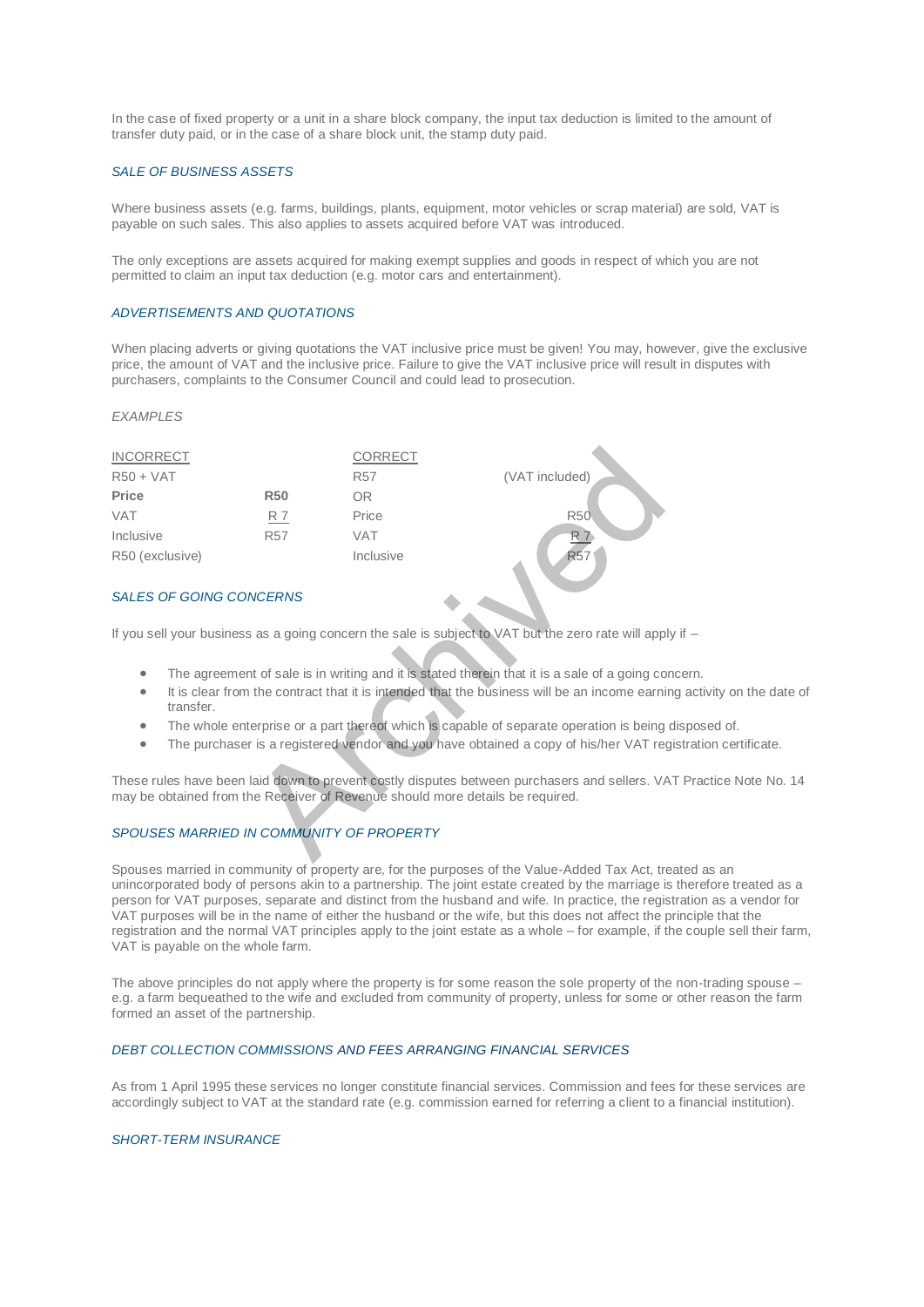In the case of fixed property or a unit in a share block company, the input tax deduction is limited to the amount of transfer duty paid, or in the case of a share block unit, the stamp duty paid.

### *SALE OF BUSINESS ASSETS*

Where business assets (e.g. farms, buildings, plants, equipment, motor vehicles or scrap material) are sold, VAT is payable on such sales. This also applies to assets acquired before VAT was introduced.

The only exceptions are assets acquired for making exempt supplies and goods in respect of which you are not permitted to claim an input tax deduction (e.g. motor cars and entertainment).

### *ADVERTISEMENTS AND QUOTATIONS*

When placing adverts or giving quotations the VAT inclusive price must be given! You may, however, give the exclusive price, the amount of VAT and the inclusive price. Failure to give the VAT inclusive price will result in disputes with purchasers, complaints to the Consumer Council and could lead to prosecution.

*EXAMPLES*

| INCORRECT | | CORRECT | |
|---|---|---|---|
| R50 + VAT | | R57 | (VAT included) |
| **Price** | **R50** | OR | |
| VAT | R 7 | Price | R50 |
| Inclusive | R57 | VAT | R 7 |
| R50 (exclusive) | | Inclusive | R57 |

### *SALES OF GOING CONCERNS*

If you sell your business as a going concern the sale is subject to VAT but the zero rate will apply if –

- The agreement of sale is in writing and it is stated therein that it is a sale of a going concern.
- It is clear from the contract that it is intended that the business will be an income earning activity on the date of transfer.
- The whole enterprise or a part thereof which is capable of separate operation is being disposed of.
- The purchaser is a registered vendor and you have obtained a copy of his/her VAT registration certificate.

These rules have been laid down to prevent costly disputes between purchasers and sellers. VAT Practice Note No. 14 may be obtained from the Receiver of Revenue should more details be required.

### *SPOUSES MARRIED IN COMMUNITY OF PROPERTY*

Spouses married in community of property are, for the purposes of the Value-Added Tax Act, treated as an unincorporated body of persons akin to a partnership. The joint estate created by the marriage is therefore treated as a person for VAT purposes, separate and distinct from the husband and wife. In practice, the registration as a vendor for VAT purposes will be in the name of either the husband or the wife, but this does not affect the principle that the registration and the normal VAT principles apply to the joint estate as a whole – for example, if the couple sell their farm, VAT is payable on the whole farm.

The above principles do not apply where the property is for some reason the sole property of the non-trading spouse – e.g. a farm bequeathed to the wife and excluded from community of property, unless for some or other reason the farm formed an asset of the partnership.

### *DEBT COLLECTION COMMISSIONS AND FEES ARRANGING FINANCIAL SERVICES*

As from 1 April 1995 these services no longer constitute financial services. Commission and fees for these services are accordingly subject to VAT at the standard rate (e.g. commission earned for referring a client to a financial institution).

### *SHORT-TERM INSURANCE*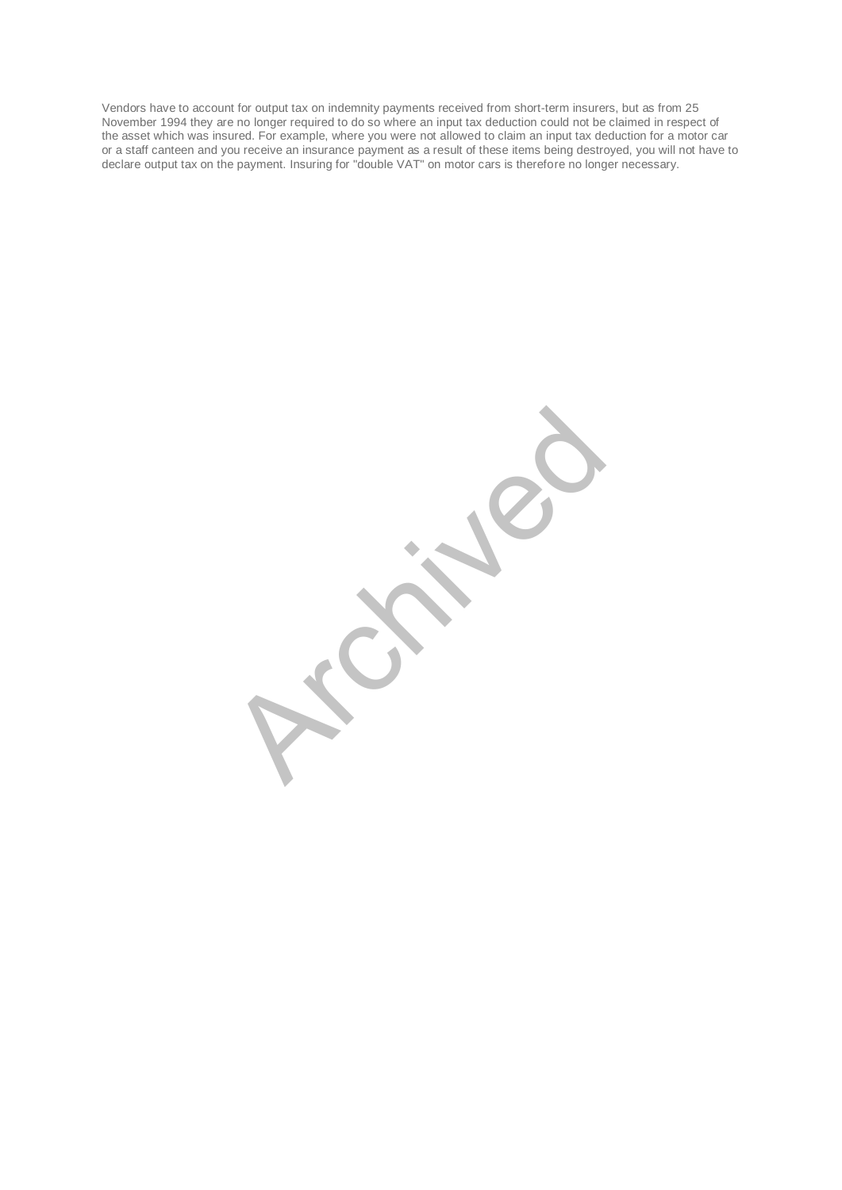Vendors have to account for output tax on indemnity payments received from short-term insurers, but as from 25 November 1994 they are no longer required to do so where an input tax deduction could not be claimed in respect of the asset which was insured. For example, where you were not allowed to claim an input tax deduction for a motor car or a staff canteen and you receive an insurance payment as a result of these items being destroyed, you will not have to declare output tax on the payment. Insuring for "double VAT" on motor cars is therefore no longer necessary.